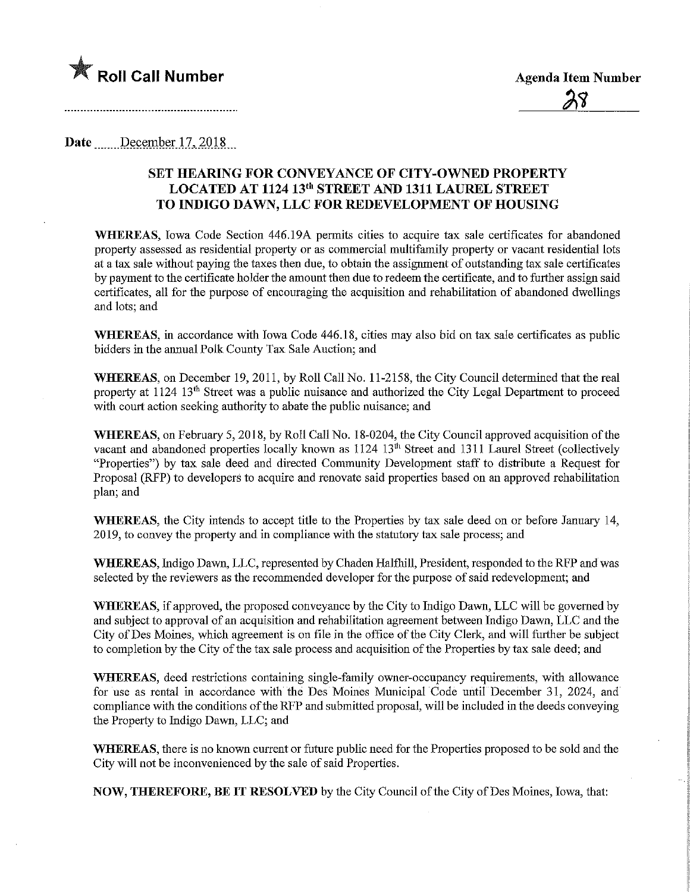★ **Roll Call Number**

**Agenda Item Number**

28

Date December 17, 2018

## SET HEARING FOR CONVEYANCE OF CITY-OWNED PROPERTY LOCATED AT 1124 13th STREET AND 1311 LAUREL STREET TO INDIGO DAWN, LLC FOR REDEVELOPMENT OF HOUSING

**WHEREAS,** Iowa Code Section 446.19A permits cities to acquire tax sale certificates for abandoned property assessed as residential property or as commercial multifamily property or vacant residential lots at a tax sale without paying the taxes then due, to obtain the assignment of outstanding tax sale certificates by payment to the certificate holder the amount then due to redeem the certificate, and to further assign said certificates, all for the purpose of encouraging the acquisition and rehabilitation of abandoned dwellings and lots; and

**WHEREAS,** in accordance with Iowa Code 446.18, cities may also bid on tax sale certificates as public bidders in the annual Polk County Tax Sale Auction; and

**WHEREAS,** on December 19, 2011, by Roll Call No. 11-2158, the City Council determined that the real property at 1124 13th Street was a public nuisance and authorized the City Legal Department to proceed with court action seeking authority to abate the public nuisance; and

**WHEREAS,** on February 5, 2018, by Roll Call No. 18-0204, the City Council approved acquisition of the vacant and abandoned properties locally known as 1124 13th Street and 1311 Laurel Street (collectively "Properties") by tax sale deed and directed Community Development staff to distribute a Request for Proposal (RFP) to developers to acquire and renovate said properties based on an approved rehabilitation plan; and

**WHEREAS,** the City intends to accept title to the Properties by tax sale deed on or before January 14, 2019, to convey the property and in compliance with the statutory tax sale process; and

**WHEREAS,** Indigo Dawn, LLC, represented by Chaden Halfhill, President, responded to the RFP and was selected by the reviewers as the recommended developer for the purpose of said redevelopment; and

**WHEREAS,** if approved, the proposed conveyance by the City to Indigo Dawn, LLC will be governed by and subject to approval of an acquisition and rehabilitation agreement between Indigo Dawn, LLC and the City of Des Moines, which agreement is on file in the office of the City Clerk, and will further be subject to completion by the City of the tax sale process and acquisition of the Properties by tax sale deed; and

**WHEREAS,** deed restrictions containing single-family owner-occupancy requirements, with allowance for use as rental in accordance with the Des Moines Municipal Code until December 31, 2024, and compliance with the conditions of the RFP and submitted proposal, will be included in the deeds conveying the Property to Indigo Dawn, LLC; and

**WHEREAS,** there is no known current or future public need for the Properties proposed to be sold and the City will not be inconvenienced by the sale of said Properties.

**NOW, THEREFORE, BE IT RESOLVED** by the City Council of the City of Des Moines, Iowa, that: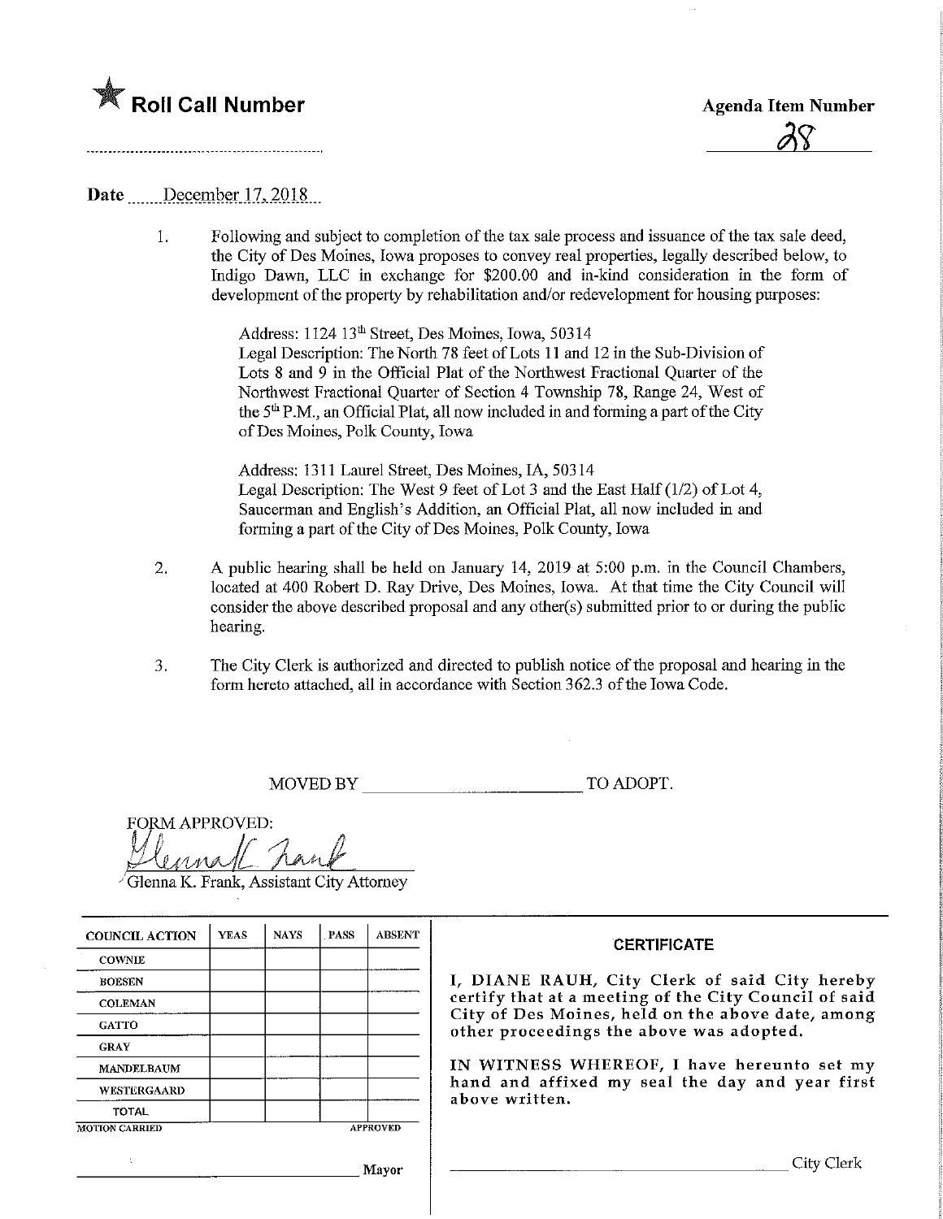★ **Roll Call Number**

**Agenda Item Number**

38

Date December 17, 2018

1. Following and subject to completion of the tax sale process and issuance of the tax sale deed, the City of Des Moines, Iowa proposes to convey real properties, legally described below, to Indigo Dawn, LLC in exchange for $200.00 and in-kind consideration in the form of development of the property by rehabilitation and/or redevelopment for housing purposes:

   Address: 1124 13th Street, Des Moines, Iowa, 50314
   Legal Description: The North 78 feet of Lots 11 and 12 in the Sub-Division of Lots 8 and 9 in the Official Plat of the Northwest Fractional Quarter of the Northwest Fractional Quarter of Section 4 Township 78, Range 24, West of the 5th P.M., an Official Plat, all now included in and forming a part of the City of Des Moines, Polk County, Iowa

   Address: 1311 Laurel Street, Des Moines, IA, 50314
   Legal Description: The West 9 feet of Lot 3 and the East Half (1/2) of Lot 4, Saucerman and English's Addition, an Official Plat, all now included in and forming a part of the City of Des Moines, Polk County, Iowa

2. A public hearing shall be held on January 14, 2019 at 5:00 p.m. in the Council Chambers, located at 400 Robert D. Ray Drive, Des Moines, Iowa. At that time the City Council will consider the above described proposal and any other(s) submitted prior to or during the public hearing.

3. The City Clerk is authorized and directed to publish notice of the proposal and hearing in the form hereto attached, all in accordance with Section 362.3 of the Iowa Code.

MOVED BY ________________________ TO ADOPT.

FORM APPROVED:

Glenna K. Frank, Assistant City Attorney

| COUNCIL ACTION | YEAS | NAYS | PASS | ABSENT |
|---|---|---|---|---|
| COWNIE | | | | |
| BOESEN | | | | |
| COLEMAN | | | | |
| GATTO | | | | |
| GRAY | | | | |
| MANDELBAUM | | | | |
| WESTERGAARD | | | | |
| TOTAL | | | | |
| MOTION CARRIED | | | | APPROVED |

________________________ Mayor

**CERTIFICATE**

I, DIANE RAUH, City Clerk of said City hereby certify that at a meeting of the City Council of said City of Des Moines, held on the above date, among other proceedings the above was adopted.

IN WITNESS WHEREOF, I have hereunto set my hand and affixed my seal the day and year first above written.

________________________ City Clerk